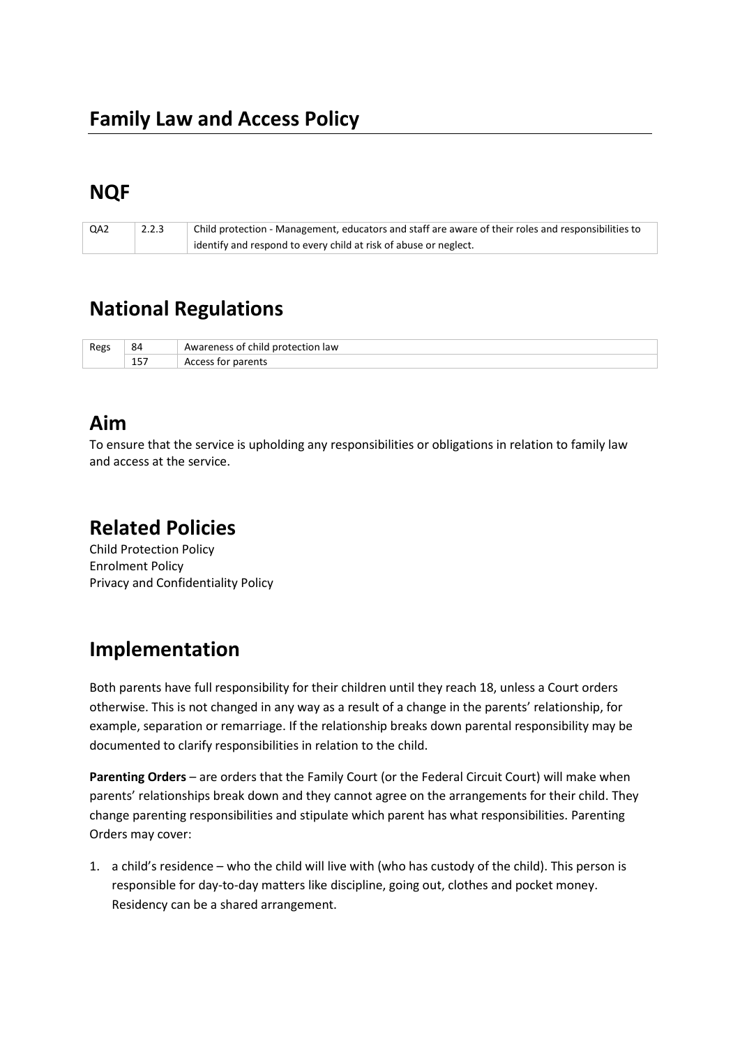# Family Law and Access Policy

## NQF

| QA2 | 2.2.3 | Child protection - Management, educators and staff are aware of their roles and responsibilities to identify and respond to every child at risk of abuse or neglect. |
|---|---|---|

## National Regulations

| Regs | 84 | Awareness of child protection law |
|---|---|---|
| | 157 | Access for parents |

## Aim

To ensure that the service is upholding any responsibilities or obligations in relation to family law and access at the service.

## Related Policies

Child Protection Policy
Enrolment Policy
Privacy and Confidentiality Policy

## Implementation

Both parents have full responsibility for their children until they reach 18, unless a Court orders otherwise. This is not changed in any way as a result of a change in the parents' relationship, for example, separation or remarriage. If the relationship breaks down parental responsibility may be documented to clarify responsibilities in relation to the child.

**Parenting Orders** – are orders that the Family Court (or the Federal Circuit Court) will make when parents' relationships break down and they cannot agree on the arrangements for their child. They change parenting responsibilities and stipulate which parent has what responsibilities. Parenting Orders may cover:

1. a child's residence – who the child will live with (who has custody of the child). This person is responsible for day-to-day matters like discipline, going out, clothes and pocket money. Residency can be a shared arrangement.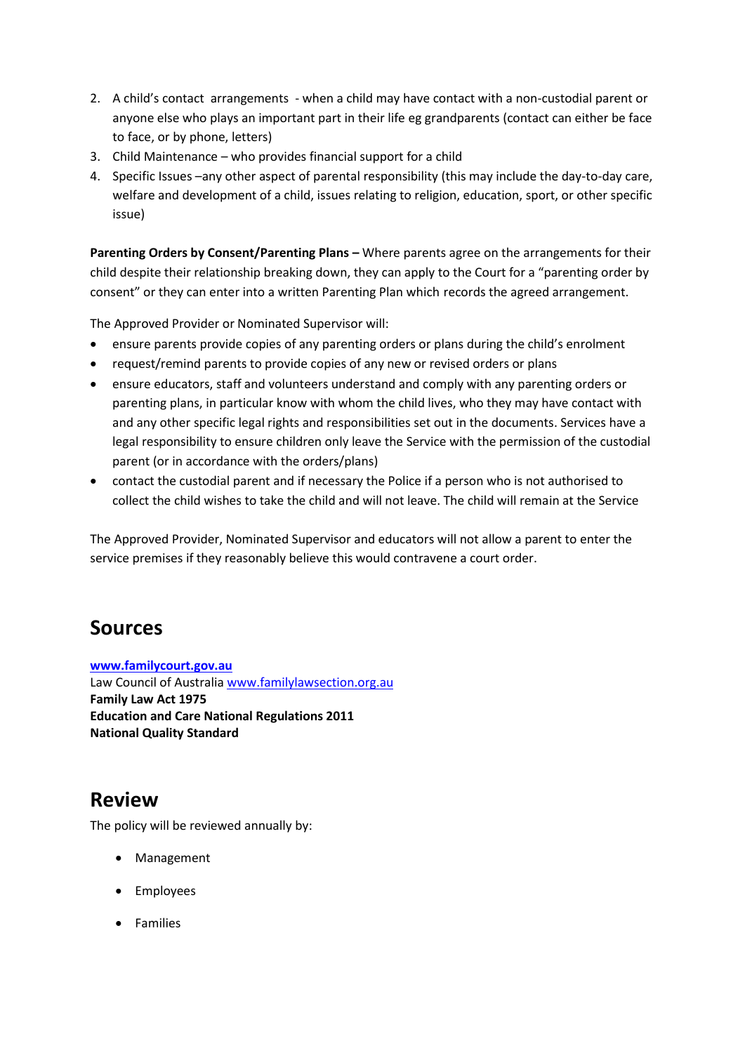2. A child's contact arrangements - when a child may have contact with a non-custodial parent or anyone else who plays an important part in their life eg grandparents (contact can either be face to face, or by phone, letters)
3. Child Maintenance – who provides financial support for a child
4. Specific Issues –any other aspect of parental responsibility (this may include the day-to-day care, welfare and development of a child, issues relating to religion, education, sport, or other specific issue)

**Parenting Orders by Consent/Parenting Plans –** Where parents agree on the arrangements for their child despite their relationship breaking down, they can apply to the Court for a "parenting order by consent" or they can enter into a written Parenting Plan which records the agreed arrangement.

The Approved Provider or Nominated Supervisor will:

- ensure parents provide copies of any parenting orders or plans during the child's enrolment
- request/remind parents to provide copies of any new or revised orders or plans
- ensure educators, staff and volunteers understand and comply with any parenting orders or parenting plans, in particular know with whom the child lives, who they may have contact with and any other specific legal rights and responsibilities set out in the documents. Services have a legal responsibility to ensure children only leave the Service with the permission of the custodial parent (or in accordance with the orders/plans)
- contact the custodial parent and if necessary the Police if a person who is not authorised to collect the child wishes to take the child and will not leave. The child will remain at the Service

The Approved Provider, Nominated Supervisor and educators will not allow a parent to enter the service premises if they reasonably believe this would contravene a court order.

## Sources

**www.familycourt.gov.au**
Law Council of Australia www.familylawsection.org.au
**Family Law Act 1975**
**Education and Care National Regulations 2011**
**National Quality Standard**

## Review

The policy will be reviewed annually by:

- Management
- Employees
- Families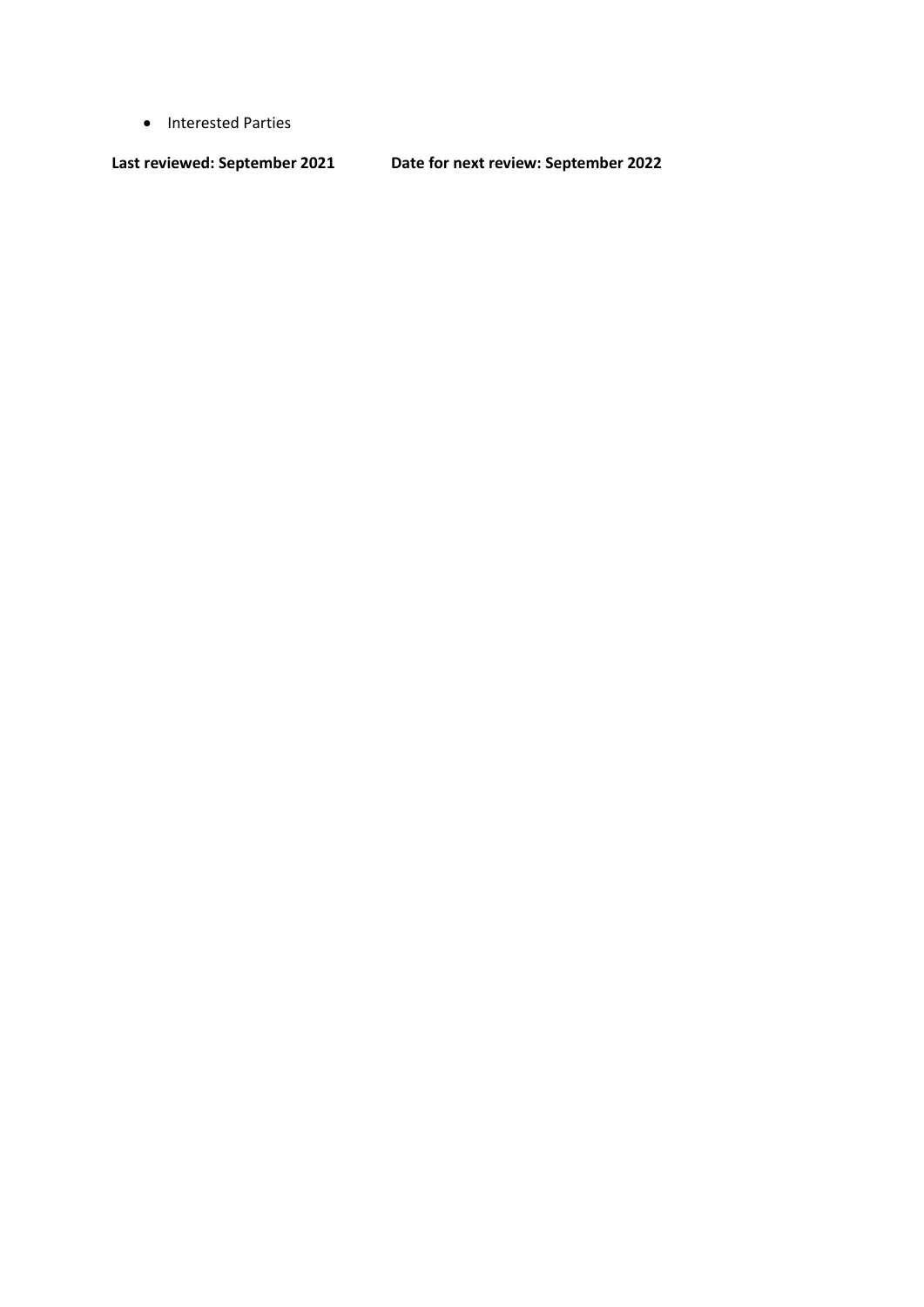- Interested Parties

**Last reviewed: September 2021** **Date for next review: September 2022**